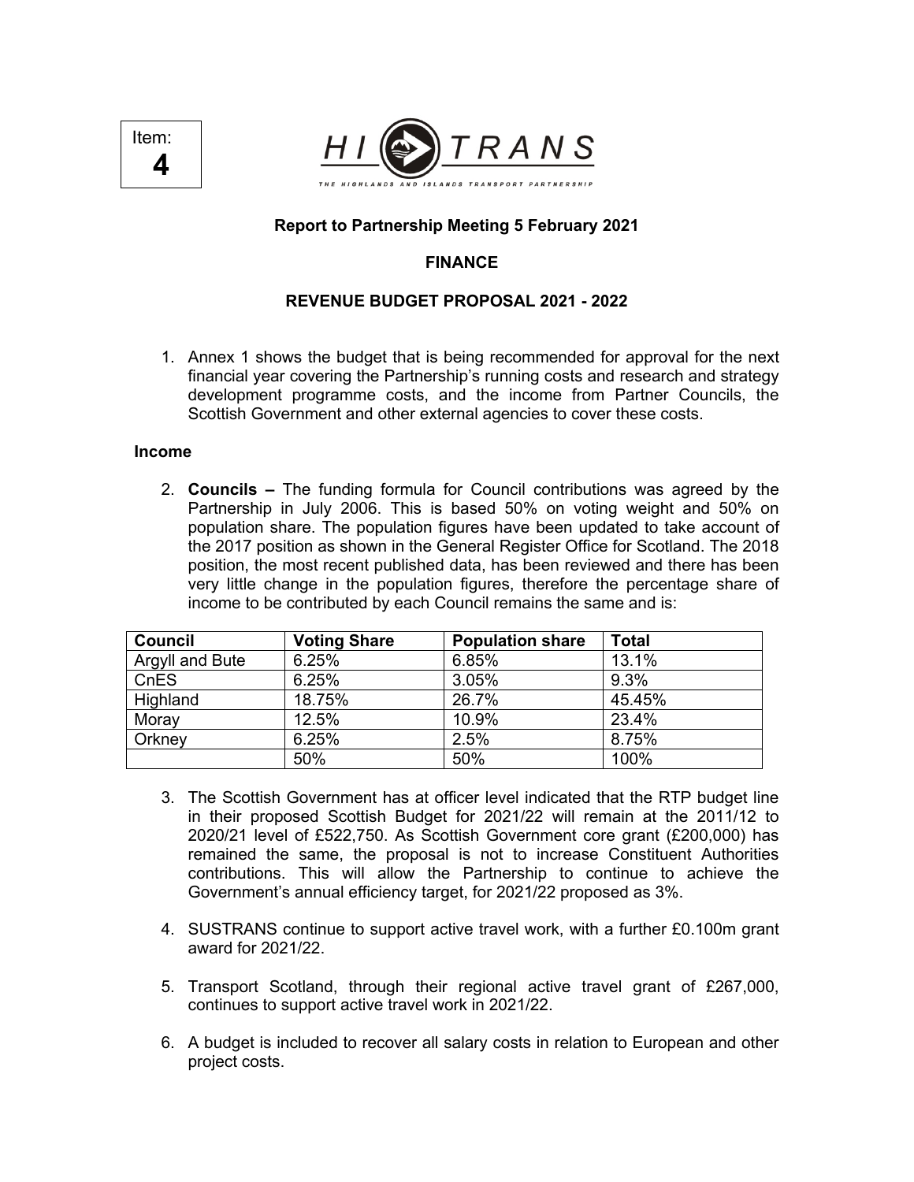Item: **4**

HI TRANS

THE HIGHLANDS AND ISLANDS TRANSPORT PARTNERSHIP

**Report to Partnership Meeting 5 February 2021**

**FINANCE**

**REVENUE BUDGET PROPOSAL 2021 - 2022**

1. Annex 1 shows the budget that is being recommended for approval for the next financial year covering the Partnership's running costs and research and strategy development programme costs, and the income from Partner Councils, the Scottish Government and other external agencies to cover these costs.

**Income**

2. **Councils –** The funding formula for Council contributions was agreed by the Partnership in July 2006. This is based 50% on voting weight and 50% on population share. The population figures have been updated to take account of the 2017 position as shown in the General Register Office for Scotland. The 2018 position, the most recent published data, has been reviewed and there has been very little change in the population figures, therefore the percentage share of income to be contributed by each Council remains the same and is:

| Council | Voting Share | Population share | Total |
|---|---|---|---|
| Argyll and Bute | 6.25% | 6.85% | 13.1% |
| CnES | 6.25% | 3.05% | 9.3% |
| Highland | 18.75% | 26.7% | 45.45% |
| Moray | 12.5% | 10.9% | 23.4% |
| Orkney | 6.25% | 2.5% | 8.75% |
| | 50% | 50% | 100% |

3. The Scottish Government has at officer level indicated that the RTP budget line in their proposed Scottish Budget for 2021/22 will remain at the 2011/12 to 2020/21 level of £522,750. As Scottish Government core grant (£200,000) has remained the same, the proposal is not to increase Constituent Authorities contributions. This will allow the Partnership to continue to achieve the Government's annual efficiency target, for 2021/22 proposed as 3%.

4. SUSTRANS continue to support active travel work, with a further £0.100m grant award for 2021/22.

5. Transport Scotland, through their regional active travel grant of £267,000, continues to support active travel work in 2021/22.

6. A budget is included to recover all salary costs in relation to European and other project costs.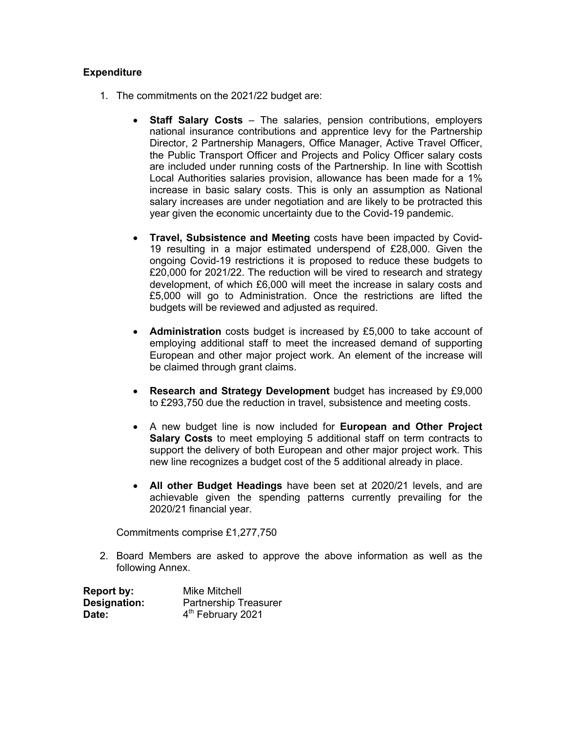**Expenditure**

1. The commitments on the 2021/22 budget are:

   - **Staff Salary Costs** – The salaries, pension contributions, employers national insurance contributions and apprentice levy for the Partnership Director, 2 Partnership Managers, Office Manager, Active Travel Officer, the Public Transport Officer and Projects and Policy Officer salary costs are included under running costs of the Partnership. In line with Scottish Local Authorities salaries provision, allowance has been made for a 1% increase in basic salary costs. This is only an assumption as National salary increases are under negotiation and are likely to be protracted this year given the economic uncertainty due to the Covid-19 pandemic.

   - **Travel, Subsistence and Meeting** costs have been impacted by Covid-19 resulting in a major estimated underspend of £28,000. Given the ongoing Covid-19 restrictions it is proposed to reduce these budgets to £20,000 for 2021/22. The reduction will be vired to research and strategy development, of which £6,000 will meet the increase in salary costs and £5,000 will go to Administration. Once the restrictions are lifted the budgets will be reviewed and adjusted as required.

   - **Administration** costs budget is increased by £5,000 to take account of employing additional staff to meet the increased demand of supporting European and other major project work. An element of the increase will be claimed through grant claims.

   - **Research and Strategy Development** budget has increased by £9,000 to £293,750 due the reduction in travel, subsistence and meeting costs.

   - A new budget line is now included for **European and Other Project Salary Costs** to meet employing 5 additional staff on term contracts to support the delivery of both European and other major project work. This new line recognizes a budget cost of the 5 additional already in place.

   - **All other Budget Headings** have been set at 2020/21 levels, and are achievable given the spending patterns currently prevailing for the 2020/21 financial year.

   Commitments comprise £1,277,750

2. Board Members are asked to approve the above information as well as the following Annex.

**Report by:** Mike Mitchell
**Designation:** Partnership Treasurer
**Date:** 4th February 2021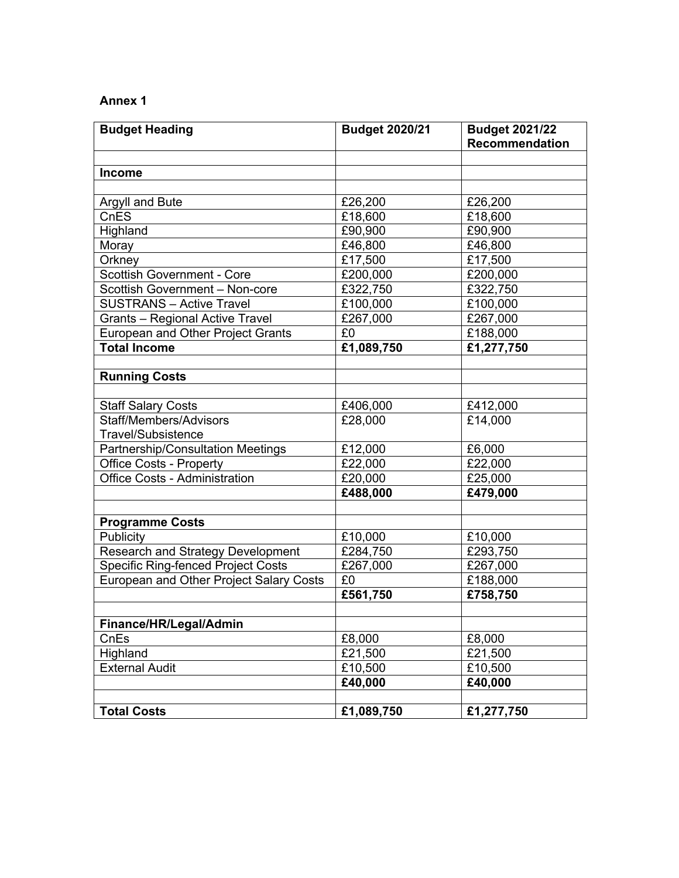**Annex 1**

| Budget Heading | Budget 2020/21 | Budget 2021/22 Recommendation |
|---|---|---|
| | | |
| **Income** | | |
| | | |
| Argyll and Bute | £26,200 | £26,200 |
| CnES | £18,600 | £18,600 |
| Highland | £90,900 | £90,900 |
| Moray | £46,800 | £46,800 |
| Orkney | £17,500 | £17,500 |
| Scottish Government - Core | £200,000 | £200,000 |
| Scottish Government – Non-core | £322,750 | £322,750 |
| SUSTRANS – Active Travel | £100,000 | £100,000 |
| Grants – Regional Active Travel | £267,000 | £267,000 |
| European and Other Project Grants | £0 | £188,000 |
| **Total Income** | **£1,089,750** | **£1,277,750** |
| | | |
| **Running Costs** | | |
| | | |
| Staff Salary Costs | £406,000 | £412,000 |
| Staff/Members/Advisors Travel/Subsistence | £28,000 | £14,000 |
| Partnership/Consultation Meetings | £12,000 | £6,000 |
| Office Costs - Property | £22,000 | £22,000 |
| Office Costs - Administration | £20,000 | £25,000 |
| | **£488,000** | **£479,000** |
| | | |
| **Programme Costs** | | |
| Publicity | £10,000 | £10,000 |
| Research and Strategy Development | £284,750 | £293,750 |
| Specific Ring-fenced Project Costs | £267,000 | £267,000 |
| European and Other Project Salary Costs | £0 | £188,000 |
| | **£561,750** | **£758,750** |
| | | |
| **Finance/HR/Legal/Admin** | | |
| CnEs | £8,000 | £8,000 |
| Highland | £21,500 | £21,500 |
| External Audit | £10,500 | £10,500 |
| | **£40,000** | **£40,000** |
| | | |
| **Total Costs** | **£1,089,750** | **£1,277,750** |